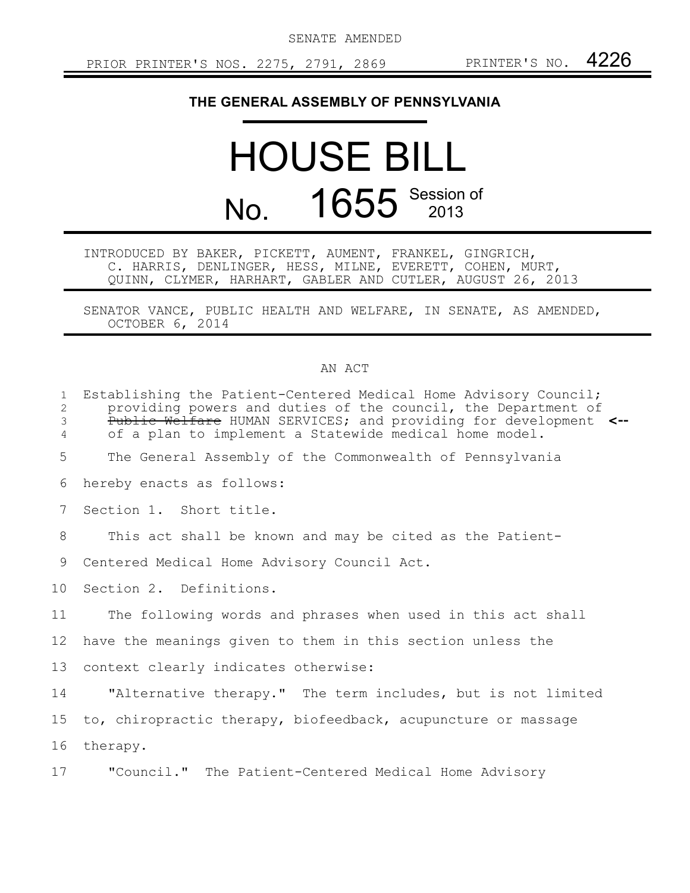SENATE AMENDED

PRIOR PRINTER'S NOS. 2275, 2791, 2869 PRINTER'S NO. 4226

**THE GENERAL ASSEMBLY OF PENNSYLVANIA**

# HOUSE BILL

# No. 1655 Session of 2013

INTRODUCED BY BAKER, PICKETT, AUMENT, FRANKEL, GINGRICH, C. HARRIS, DENLINGER, HESS, MILNE, EVERETT, COHEN, MURT, QUINN, CLYMER, HARHART, GABLER AND CUTLER, AUGUST 26, 2013

SENATOR VANCE, PUBLIC HEALTH AND WELFARE, IN SENATE, AS AMENDED, OCTOBER 6, 2014

AN ACT

Establishing the Patient-Centered Medical Home Advisory Council; providing powers and duties of the council, the Department of ~~Public Welfare~~ HUMAN SERVICES; and providing for development <-- of a plan to implement a Statewide medical home model.

The General Assembly of the Commonwealth of Pennsylvania hereby enacts as follows:

Section 1. Short title.

This act shall be known and may be cited as the Patient-Centered Medical Home Advisory Council Act.

Section 2. Definitions.

The following words and phrases when used in this act shall have the meanings given to them in this section unless the context clearly indicates otherwise:

"Alternative therapy." The term includes, but is not limited to, chiropractic therapy, biofeedback, acupuncture or massage therapy.

"Council." The Patient-Centered Medical Home Advisory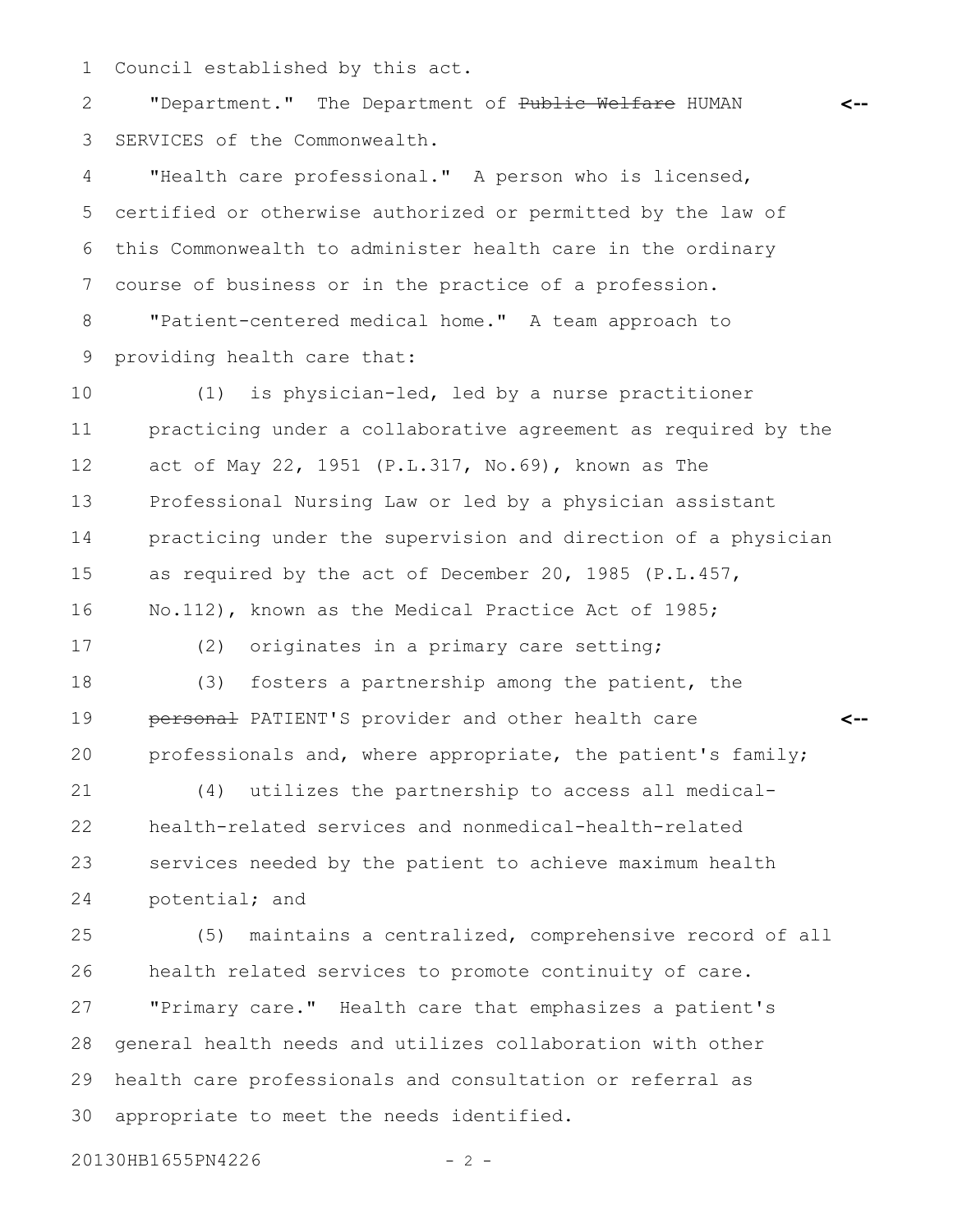Council established by this act.

"Department." The Department of ~~Public Welfare~~ HUMAN SERVICES of the Commonwealth.

"Health care professional." A person who is licensed, certified or otherwise authorized or permitted by the law of this Commonwealth to administer health care in the ordinary course of business or in the practice of a profession.

"Patient-centered medical home." A team approach to providing health care that:

(1) is physician-led, led by a nurse practitioner practicing under a collaborative agreement as required by the act of May 22, 1951 (P.L.317, No.69), known as The Professional Nursing Law or led by a physician assistant practicing under the supervision and direction of a physician as required by the act of December 20, 1985 (P.L.457, No.112), known as the Medical Practice Act of 1985;

(2) originates in a primary care setting;

(3) fosters a partnership among the patient, the ~~personal~~ PATIENT'S provider and other health care professionals and, where appropriate, the patient's family;

(4) utilizes the partnership to access all medical-health-related services and nonmedical-health-related services needed by the patient to achieve maximum health potential; and

(5) maintains a centralized, comprehensive record of all health related services to promote continuity of care.

"Primary care." Health care that emphasizes a patient's general health needs and utilizes collaboration with other health care professionals and consultation or referral as appropriate to meet the needs identified.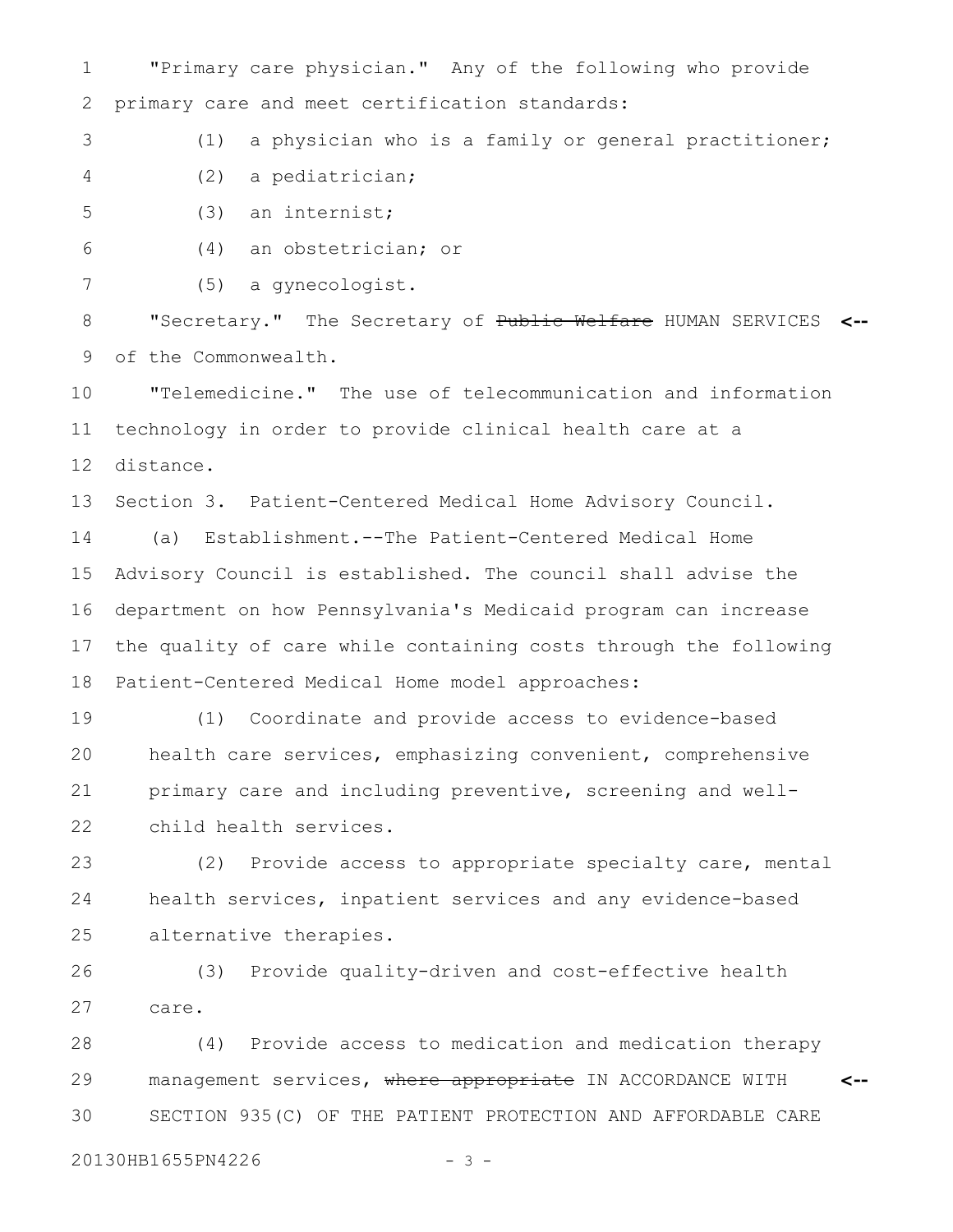"Primary care physician." Any of the following who provide primary care and meet certification standards:

(1) a physician who is a family or general practitioner;

(2) a pediatrician;

(3) an internist;

(4) an obstetrician; or

(5) a gynecologist.

"Secretary." The Secretary of ~~Public Welfare~~ HUMAN SERVICES of the Commonwealth.

"Telemedicine." The use of telecommunication and information technology in order to provide clinical health care at a distance.

Section 3. Patient-Centered Medical Home Advisory Council.

(a) Establishment.--The Patient-Centered Medical Home Advisory Council is established. The council shall advise the department on how Pennsylvania's Medicaid program can increase the quality of care while containing costs through the following Patient-Centered Medical Home model approaches:

(1) Coordinate and provide access to evidence-based health care services, emphasizing convenient, comprehensive primary care and including preventive, screening and well-child health services.

(2) Provide access to appropriate specialty care, mental health services, inpatient services and any evidence-based alternative therapies.

(3) Provide quality-driven and cost-effective health care.

(4) Provide access to medication and medication therapy management services, ~~where appropriate~~ IN ACCORDANCE WITH SECTION 935(C) OF THE PATIENT PROTECTION AND AFFORDABLE CARE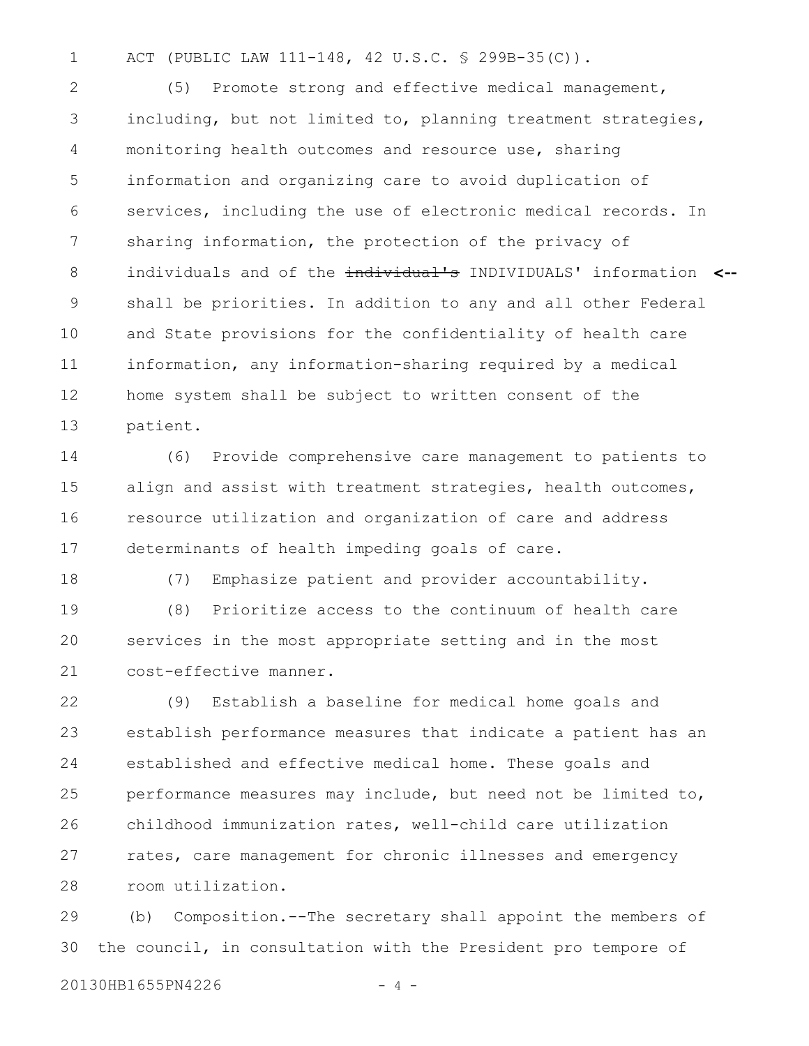ACT (PUBLIC LAW 111-148, 42 U.S.C. § 299B-35(C)).

(5) Promote strong and effective medical management, including, but not limited to, planning treatment strategies, monitoring health outcomes and resource use, sharing information and organizing care to avoid duplication of services, including the use of electronic medical records. In sharing information, the protection of the privacy of individuals and of the ~~individual's~~ INDIVIDUALS' information <-- shall be priorities. In addition to any and all other Federal and State provisions for the confidentiality of health care information, any information-sharing required by a medical home system shall be subject to written consent of the patient.

(6) Provide comprehensive care management to patients to align and assist with treatment strategies, health outcomes, resource utilization and organization of care and address determinants of health impeding goals of care.

(7) Emphasize patient and provider accountability.

(8) Prioritize access to the continuum of health care services in the most appropriate setting and in the most cost-effective manner.

(9) Establish a baseline for medical home goals and establish performance measures that indicate a patient has an established and effective medical home. These goals and performance measures may include, but need not be limited to, childhood immunization rates, well-child care utilization rates, care management for chronic illnesses and emergency room utilization.

(b) Composition.--The secretary shall appoint the members of the council, in consultation with the President pro tempore of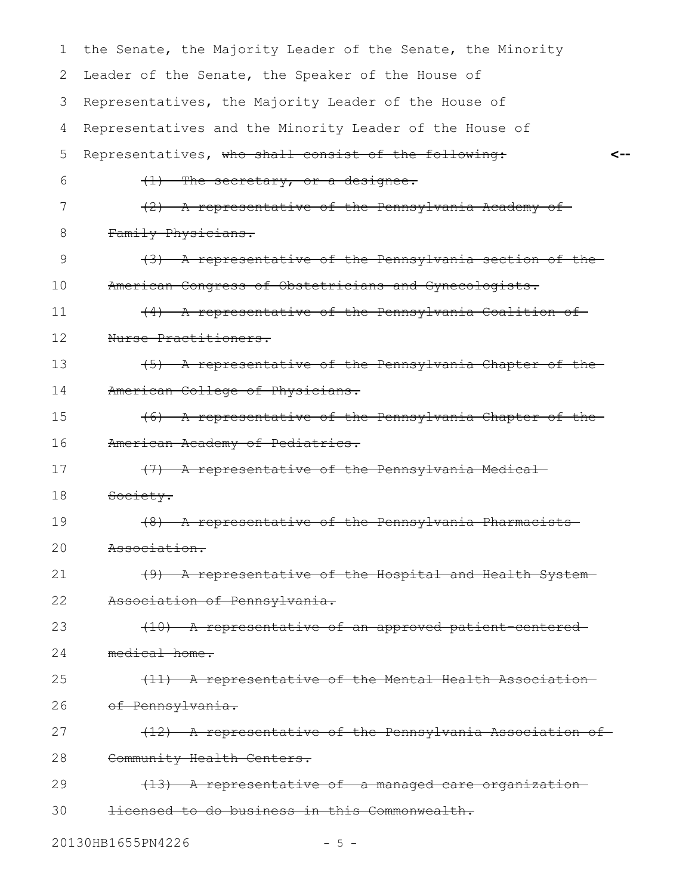the Senate, the Majority Leader of the Senate, the Minority Leader of the Senate, the Speaker of the House of Representatives, the Majority Leader of the House of Representatives and the Minority Leader of the House of Representatives, ~~who shall consist of the following:~~ <--

~~(1) The secretary, or a designee.~~

~~(2) A representative of the Pennsylvania Academy of Family Physicians.~~

~~(3) A representative of the Pennsylvania section of the American Congress of Obstetricians and Gynecologists.~~

~~(4) A representative of the Pennsylvania Coalition of Nurse Practitioners.~~

~~(5) A representative of the Pennsylvania Chapter of the American College of Physicians.~~

~~(6) A representative of the Pennsylvania Chapter of the American Academy of Pediatrics.~~

~~(7) A representative of the Pennsylvania Medical Society.~~

~~(8) A representative of the Pennsylvania Pharmacists Association.~~

~~(9) A representative of the Hospital and Health System Association of Pennsylvania.~~

~~(10) A representative of an approved patient-centered medical home.~~

~~(11) A representative of the Mental Health Association of Pennsylvania.~~

~~(12) A representative of the Pennsylvania Association of Community Health Centers.~~

~~(13) A representative of a managed care organization licensed to do business in this Commonwealth.~~

20130HB1655PN4226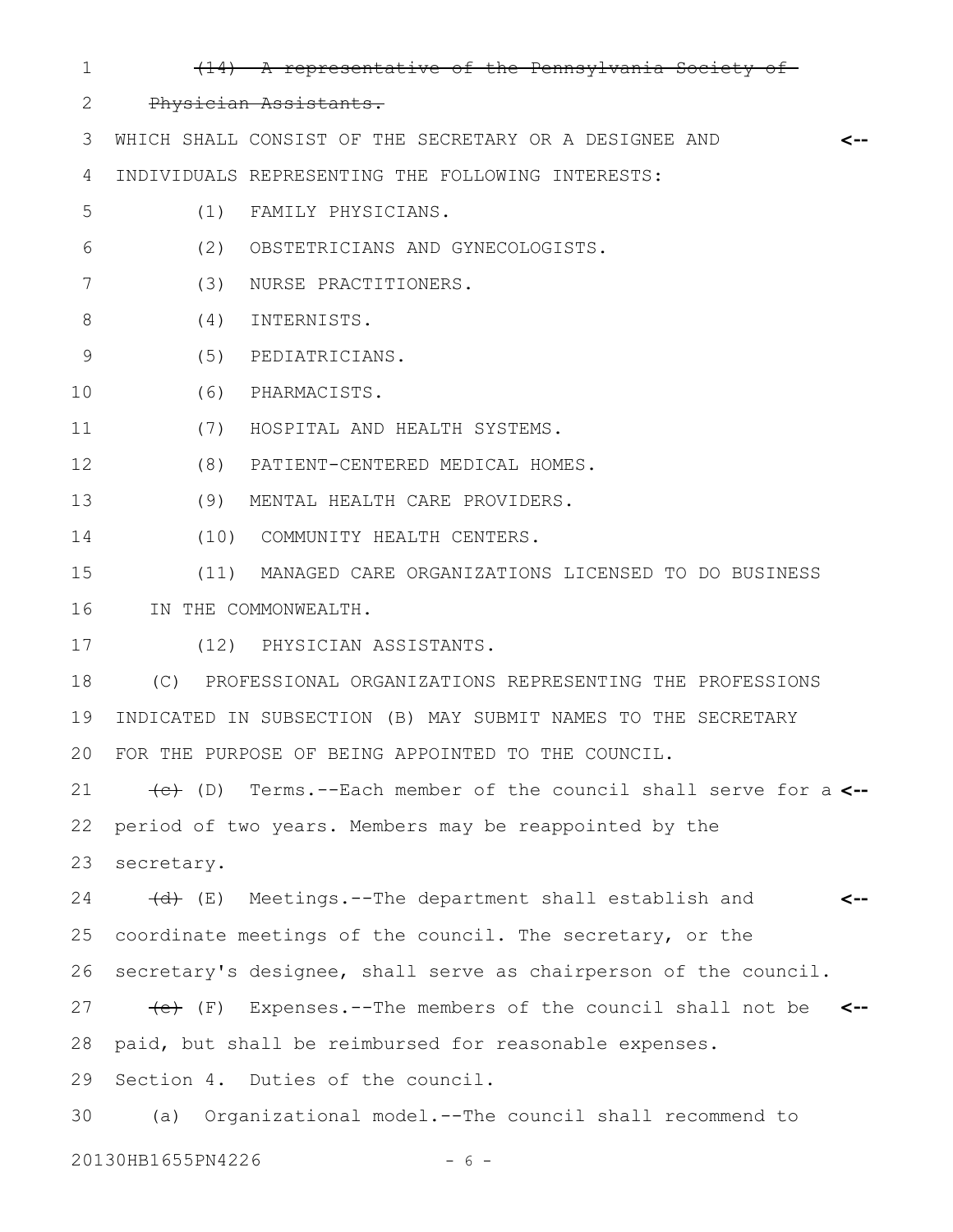~~(14) A representative of the Pennsylvania Society of Physician Assistants.~~

WHICH SHALL CONSIST OF THE SECRETARY OR A DESIGNEE AND INDIVIDUALS REPRESENTING THE FOLLOWING INTERESTS: <--

(1) FAMILY PHYSICIANS.

(2) OBSTETRICIANS AND GYNECOLOGISTS.

(3) NURSE PRACTITIONERS.

(4) INTERNISTS.

(5) PEDIATRICIANS.

(6) PHARMACISTS.

(7) HOSPITAL AND HEALTH SYSTEMS.

(8) PATIENT-CENTERED MEDICAL HOMES.

(9) MENTAL HEALTH CARE PROVIDERS.

(10) COMMUNITY HEALTH CENTERS.

(11) MANAGED CARE ORGANIZATIONS LICENSED TO DO BUSINESS IN THE COMMONWEALTH.

(12) PHYSICIAN ASSISTANTS.

(C) PROFESSIONAL ORGANIZATIONS REPRESENTING THE PROFESSIONS INDICATED IN SUBSECTION (B) MAY SUBMIT NAMES TO THE SECRETARY FOR THE PURPOSE OF BEING APPOINTED TO THE COUNCIL.

~~(c)~~ (D) Terms.--Each member of the council shall serve for a period of two years. Members may be reappointed by the secretary. <--

~~(d)~~ (E) Meetings.--The department shall establish and coordinate meetings of the council. The secretary, or the secretary's designee, shall serve as chairperson of the council. <--

~~(e)~~ (F) Expenses.--The members of the council shall not be paid, but shall be reimbursed for reasonable expenses. <--

Section 4. Duties of the council.

(a) Organizational model.--The council shall recommend to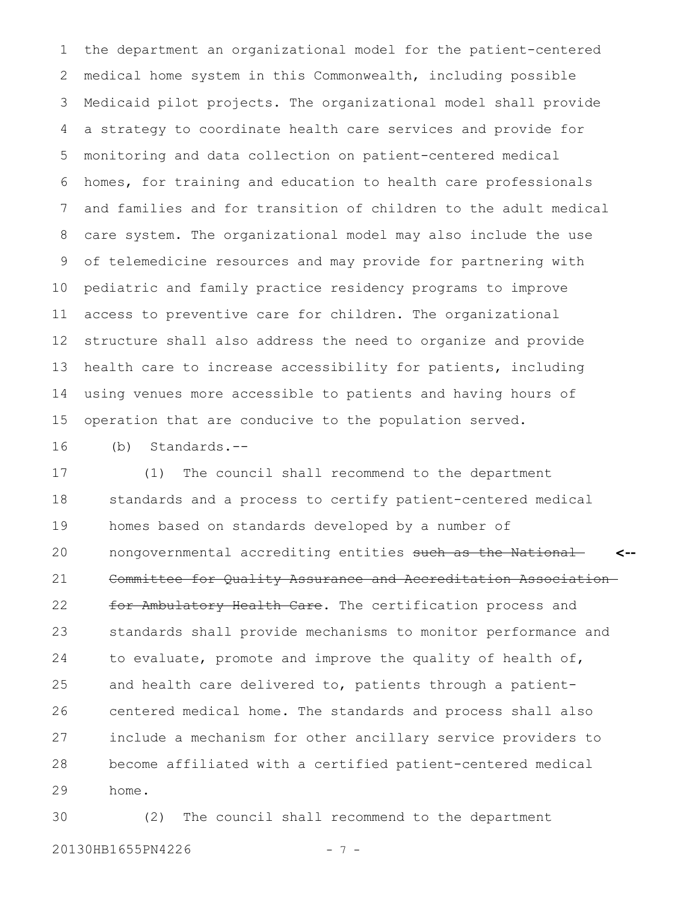the department an organizational model for the patient-centered medical home system in this Commonwealth, including possible Medicaid pilot projects. The organizational model shall provide a strategy to coordinate health care services and provide for monitoring and data collection on patient-centered medical homes, for training and education to health care professionals and families and for transition of children to the adult medical care system. The organizational model may also include the use of telemedicine resources and may provide for partnering with pediatric and family practice residency programs to improve access to preventive care for children. The organizational structure shall also address the need to organize and provide health care to increase accessibility for patients, including using venues more accessible to patients and having hours of operation that are conducive to the population served.

(b) Standards.--

(1) The council shall recommend to the department standards and a process to certify patient-centered medical homes based on standards developed by a number of nongovernmental accrediting entities ~~such as the National Committee for Quality Assurance and Accreditation Association for Ambulatory Health Care~~. The certification process and standards shall provide mechanisms to monitor performance and to evaluate, promote and improve the quality of health of, and health care delivered to, patients through a patient-centered medical home. The standards and process shall also include a mechanism for other ancillary service providers to become affiliated with a certified patient-centered medical home.

(2) The council shall recommend to the department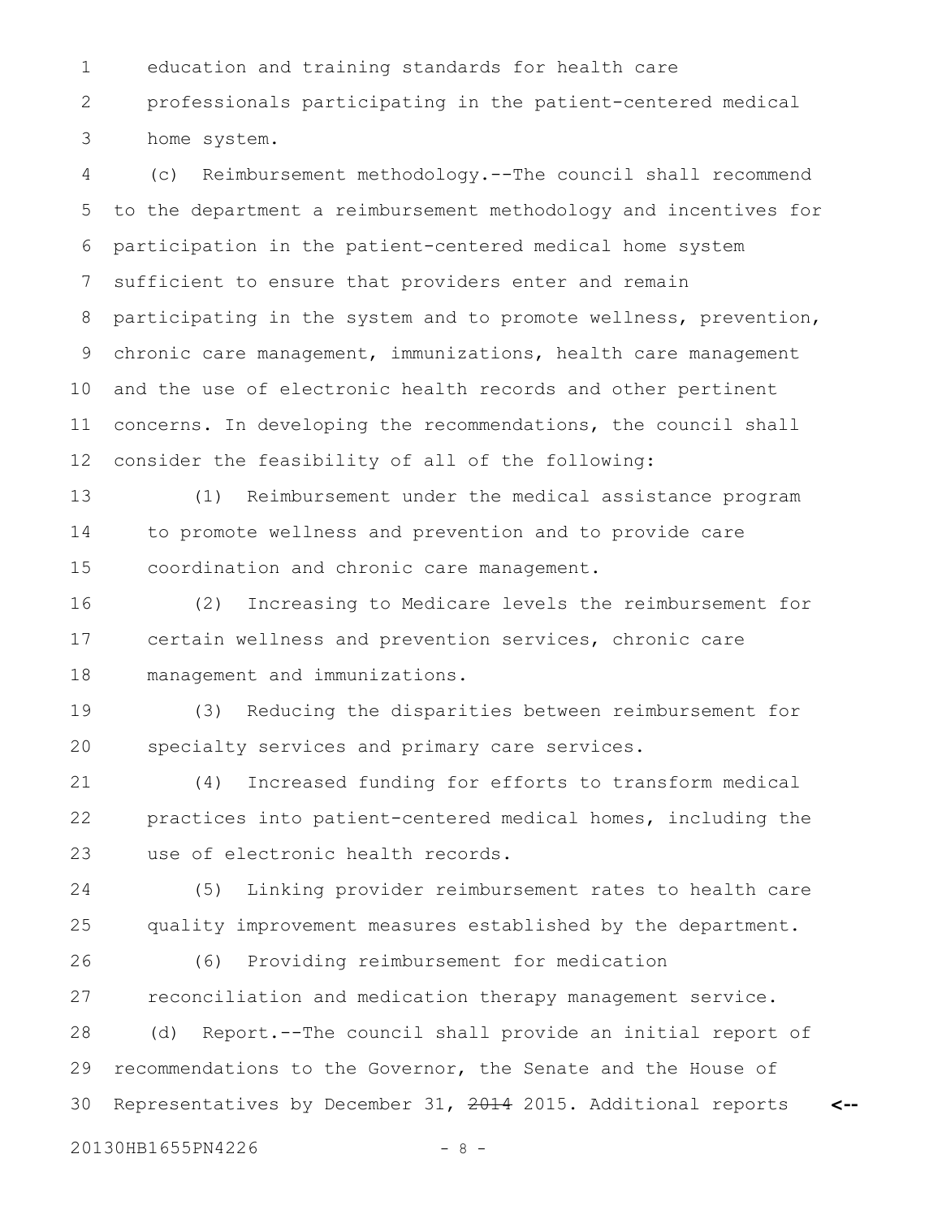education and training standards for health care professionals participating in the patient-centered medical home system.

(c) Reimbursement methodology.--The council shall recommend to the department a reimbursement methodology and incentives for participation in the patient-centered medical home system sufficient to ensure that providers enter and remain participating in the system and to promote wellness, prevention, chronic care management, immunizations, health care management and the use of electronic health records and other pertinent concerns. In developing the recommendations, the council shall consider the feasibility of all of the following:

(1) Reimbursement under the medical assistance program to promote wellness and prevention and to provide care coordination and chronic care management.

(2) Increasing to Medicare levels the reimbursement for certain wellness and prevention services, chronic care management and immunizations.

(3) Reducing the disparities between reimbursement for specialty services and primary care services.

(4) Increased funding for efforts to transform medical practices into patient-centered medical homes, including the use of electronic health records.

(5) Linking provider reimbursement rates to health care quality improvement measures established by the department.

(6) Providing reimbursement for medication reconciliation and medication therapy management service.

(d) Report.--The council shall provide an initial report of recommendations to the Governor, the Senate and the House of Representatives by December 31, ~~2014~~ 2015. Additional reports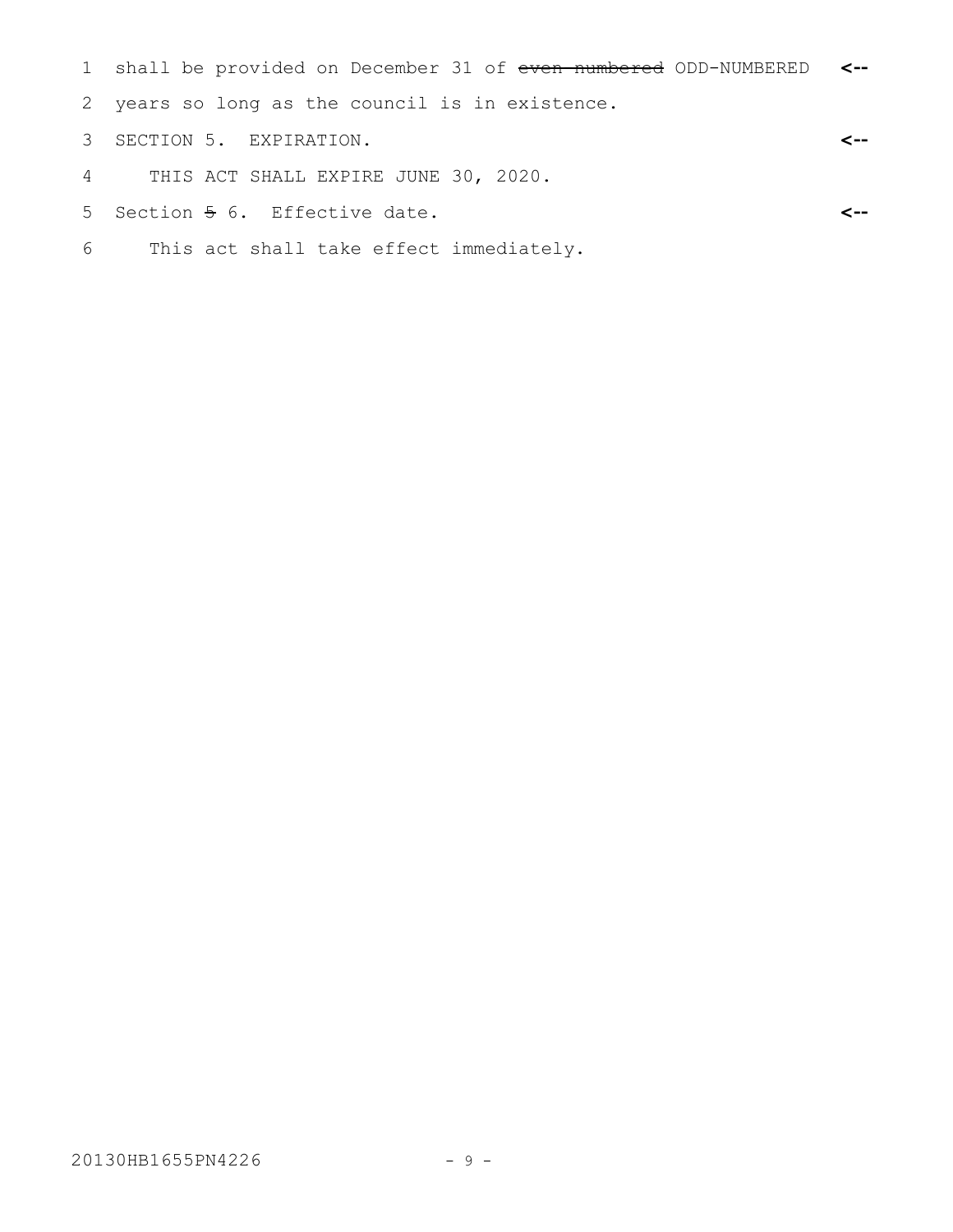shall be provided on December 31 of ~~even-numbered~~ ODD-NUMBERED years so long as the council is in existence.

SECTION 5. EXPIRATION.

THIS ACT SHALL EXPIRE JUNE 30, 2020.

Section ~~5~~ 6. Effective date.

This act shall take effect immediately.